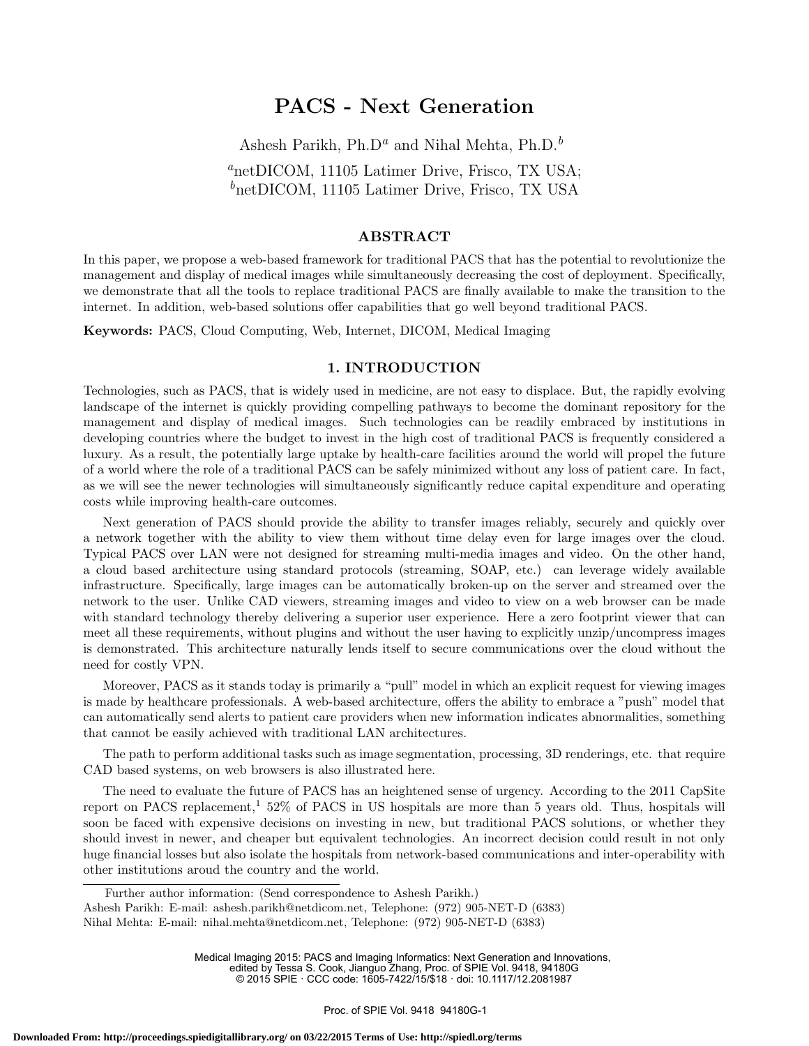# PACS - Next Generation

Ashesh Parikh, Ph.D[a] and Nihal Mehta, Ph.D.[b]

[a]netDICOM, 11105 Latimer Drive, Frisco, TX USA;
[b]netDICOM, 11105 Latimer Drive, Frisco, TX USA

## ABSTRACT

In this paper, we propose a web-based framework for traditional PACS that has the potential to revolutionize the management and display of medical images while simultaneously decreasing the cost of deployment. Specifically, we demonstrate that all the tools to replace traditional PACS are finally available to make the transition to the internet. In addition, web-based solutions offer capabilities that go well beyond traditional PACS.

**Keywords:** PACS, Cloud Computing, Web, Internet, DICOM, Medical Imaging

## 1. INTRODUCTION

Technologies, such as PACS, that is widely used in medicine, are not easy to displace. But, the rapidly evolving landscape of the internet is quickly providing compelling pathways to become the dominant repository for the management and display of medical images. Such technologies can be readily embraced by institutions in developing countries where the budget to invest in the high cost of traditional PACS is frequently considered a luxury. As a result, the potentially large uptake by health-care facilities around the world will propel the future of a world where the role of a traditional PACS can be safely minimized without any loss of patient care. In fact, as we will see the newer technologies will simultaneously significantly reduce capital expenditure and operating costs while improving health-care outcomes.

Next generation of PACS should provide the ability to transfer images reliably, securely and quickly over a network together with the ability to view them without time delay even for large images over the cloud. Typical PACS over LAN were not designed for streaming multi-media images and video. On the other hand, a cloud based architecture using standard protocols (streaming, SOAP, etc.) can leverage widely available infrastructure. Specifically, large images can be automatically broken-up on the server and streamed over the network to the user. Unlike CAD viewers, streaming images and video to view on a web browser can be made with standard technology thereby delivering a superior user experience. Here a zero footprint viewer that can meet all these requirements, without plugins and without the user having to explicitly unzip/uncompress images is demonstrated. This architecture naturally lends itself to secure communications over the cloud without the need for costly VPN.

Moreover, PACS as it stands today is primarily a "pull" model in which an explicit request for viewing images is made by healthcare professionals. A web-based architecture, offers the ability to embrace a "push" model that can automatically send alerts to patient care providers when new information indicates abnormalities, something that cannot be easily achieved with traditional LAN architectures.

The path to perform additional tasks such as image segmentation, processing, 3D renderings, etc. that require CAD based systems, on web browsers is also illustrated here.

The need to evaluate the future of PACS has an heightened sense of urgency. According to the 2011 CapSite report on PACS replacement,[1] 52% of PACS in US hospitals are more than 5 years old. Thus, hospitals will soon be faced with expensive decisions on investing in new, but traditional PACS solutions, or whether they should invest in newer, and cheaper but equivalent technologies. An incorrect decision could result in not only huge financial losses but also isolate the hospitals from network-based communications and inter-operability with other institutions aroud the country and the world.

---

Further author information: (Send correspondence to Ashesh Parikh.)
Ashesh Parikh: E-mail: ashesh.parikh@netdicom.net, Telephone: (972) 905-NET-D (6383)
Nihal Mehta: E-mail: nihal.mehta@netdicom.net, Telephone: (972) 905-NET-D (6383)

Medical Imaging 2015: PACS and Imaging Informatics: Next Generation and Innovations, edited by Tessa S. Cook, Jianguo Zhang, Proc. of SPIE Vol. 9418, 94180G
© 2015 SPIE · CCC code: 1605-7422/15/$18 · doi: 10.1117/12.2081987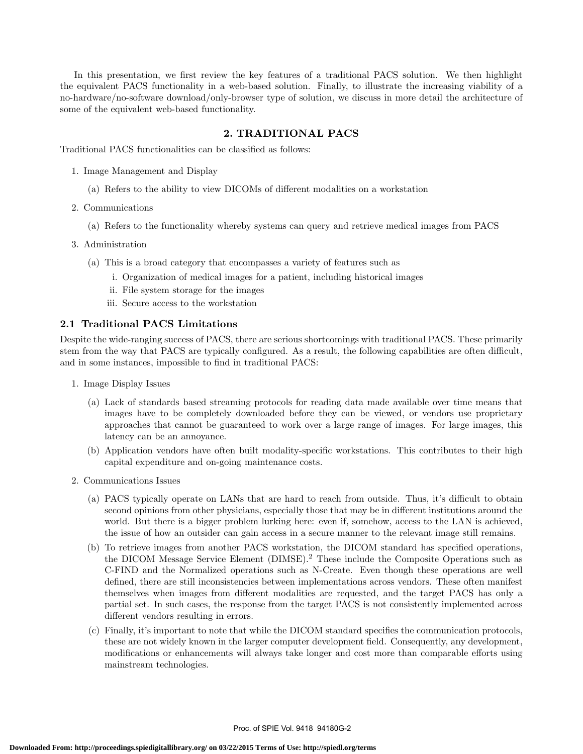In this presentation, we first review the key features of a traditional PACS solution. We then highlight the equivalent PACS functionality in a web-based solution. Finally, to illustrate the increasing viability of a no-hardware/no-software download/only-browser type of solution, we discuss in more detail the architecture of some of the equivalent web-based functionality.

## 2. TRADITIONAL PACS

Traditional PACS functionalities can be classified as follows:

1. Image Management and Display
   (a) Refers to the ability to view DICOMs of different modalities on a workstation
2. Communications
   (a) Refers to the functionality whereby systems can query and retrieve medical images from PACS
3. Administration
   (a) This is a broad category that encompasses a variety of features such as
      i. Organization of medical images for a patient, including historical images
      ii. File system storage for the images
      iii. Secure access to the workstation

### 2.1 Traditional PACS Limitations

Despite the wide-ranging success of PACS, there are serious shortcomings with traditional PACS. These primarily stem from the way that PACS are typically configured. As a result, the following capabilities are often difficult, and in some instances, impossible to find in traditional PACS:

1. Image Display Issues
   (a) Lack of standards based streaming protocols for reading data made available over time means that images have to be completely downloaded before they can be viewed, or vendors use proprietary approaches that cannot be guaranteed to work over a large range of images. For large images, this latency can be an annoyance.
   (b) Application vendors have often built modality-specific workstations. This contributes to their high capital expenditure and on-going maintenance costs.
2. Communications Issues
   (a) PACS typically operate on LANs that are hard to reach from outside. Thus, it's difficult to obtain second opinions from other physicians, especially those that may be in different institutions around the world. But there is a bigger problem lurking here: even if, somehow, access to the LAN is achieved, the issue of how an outsider can gain access in a secure manner to the relevant image still remains.
   (b) To retrieve images from another PACS workstation, the DICOM standard has specified operations, the DICOM Message Service Element (DIMSE).[2] These include the Composite Operations such as C-FIND and the Normalized operations such as N-Create. Even though these operations are well defined, there are still inconsistencies between implementations across vendors. These often manifest themselves when images from different modalities are requested, and the target PACS has only a partial set. In such cases, the response from the target PACS is not consistently implemented across different vendors resulting in errors.
   (c) Finally, it's important to note that while the DICOM standard specifies the communication protocols, these are not widely known in the larger computer development field. Consequently, any development, modifications or enhancements will always take longer and cost more than comparable efforts using mainstream technologies.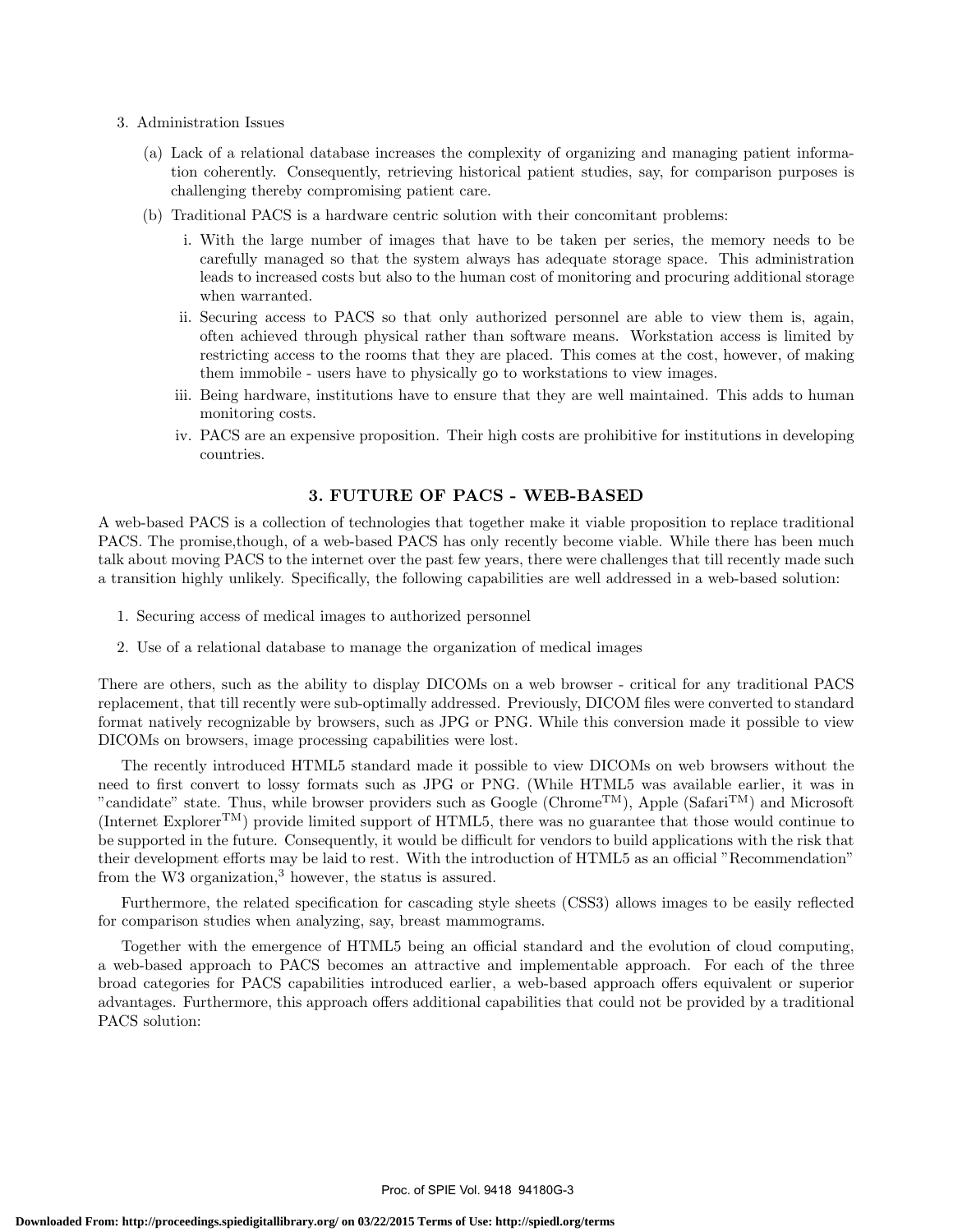3. Administration Issues

   (a) Lack of a relational database increases the complexity of organizing and managing patient information coherently. Consequently, retrieving historical patient studies, say, for comparison purposes is challenging thereby compromising patient care.

   (b) Traditional PACS is a hardware centric solution with their concomitant problems:

      i. With the large number of images that have to be taken per series, the memory needs to be carefully managed so that the system always has adequate storage space. This administration leads to increased costs but also to the human cost of monitoring and procuring additional storage when warranted.

      ii. Securing access to PACS so that only authorized personnel are able to view them is, again, often achieved through physical rather than software means. Workstation access is limited by restricting access to the rooms that they are placed. This comes at the cost, however, of making them immobile - users have to physically go to workstations to view images.

      iii. Being hardware, institutions have to ensure that they are well maintained. This adds to human monitoring costs.

      iv. PACS are an expensive proposition. Their high costs are prohibitive for institutions in developing countries.

## 3. FUTURE OF PACS - WEB-BASED

A web-based PACS is a collection of technologies that together make it viable proposition to replace traditional PACS. The promise,though, of a web-based PACS has only recently become viable. While there has been much talk about moving PACS to the internet over the past few years, there were challenges that till recently made such a transition highly unlikely. Specifically, the following capabilities are well addressed in a web-based solution:

1. Securing access of medical images to authorized personnel
2. Use of a relational database to manage the organization of medical images

There are others, such as the ability to display DICOMs on a web browser - critical for any traditional PACS replacement, that till recently were sub-optimally addressed. Previously, DICOM files were converted to standard format natively recognizable by browsers, such as JPG or PNG. While this conversion made it possible to view DICOMs on browsers, image processing capabilities were lost.

The recently introduced HTML5 standard made it possible to view DICOMs on web browsers without the need to first convert to lossy formats such as JPG or PNG. (While HTML5 was available earlier, it was in "candidate" state. Thus, while browser providers such as Google (Chrome™), Apple (Safari™) and Microsoft (Internet Explorer™) provide limited support of HTML5, there was no guarantee that those would continue to be supported in the future. Consequently, it would be difficult for vendors to build applications with the risk that their development efforts may be laid to rest. With the introduction of HTML5 as an official "Recommendation" from the W3 organization,[3] however, the status is assured.

Furthermore, the related specification for cascading style sheets (CSS3) allows images to be easily reflected for comparison studies when analyzing, say, breast mammograms.

Together with the emergence of HTML5 being an official standard and the evolution of cloud computing, a web-based approach to PACS becomes an attractive and implementable approach. For each of the three broad categories for PACS capabilities introduced earlier, a web-based approach offers equivalent or superior advantages. Furthermore, this approach offers additional capabilities that could not be provided by a traditional PACS solution: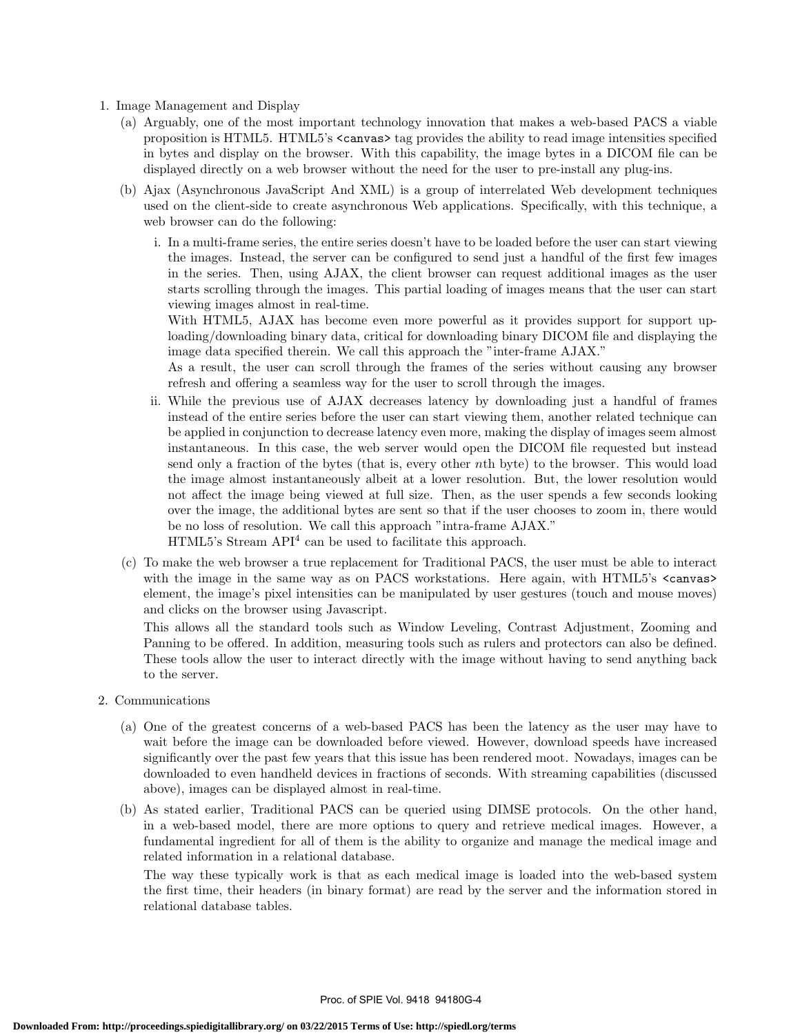1. Image Management and Display
   (a) Arguably, one of the most important technology innovation that makes a web-based PACS a viable proposition is HTML5. HTML5's `<canvas>` tag provides the ability to read image intensities specified in bytes and display on the browser. With this capability, the image bytes in a DICOM file can be displayed directly on a web browser without the need for the user to pre-install any plug-ins.
   (b) Ajax (Asynchronous JavaScript And XML) is a group of interrelated Web development techniques used on the client-side to create asynchronous Web applications. Specifically, with this technique, a web browser can do the following:
      i. In a multi-frame series, the entire series doesn't have to be loaded before the user can start viewing the images. Instead, the server can be configured to send just a handful of the first few images in the series. Then, using AJAX, the client browser can request additional images as the user starts scrolling through the images. This partial loading of images means that the user can start viewing images almost in real-time.

         With HTML5, AJAX has become even more powerful as it provides support for support uploading/downloading binary data, critical for downloading binary DICOM file and displaying the image data specified therein. We call this approach the "inter-frame AJAX."

         As a result, the user can scroll through the frames of the series without causing any browser refresh and offering a seamless way for the user to scroll through the images.
      ii. While the previous use of AJAX decreases latency by downloading just a handful of frames instead of the entire series before the user can start viewing them, another related technique can be applied in conjunction to decrease latency even more, making the display of images seem almost instantaneous. In this case, the web server would open the DICOM file requested but instead send only a fraction of the bytes (that is, every other $n$th byte) to the browser. This would load the image almost instantaneously albeit at a lower resolution. But, the lower resolution would not affect the image being viewed at full size. Then, as the user spends a few seconds looking over the image, the additional bytes are sent so that if the user chooses to zoom in, there would be no loss of resolution. We call this approach "intra-frame AJAX."

         HTML5's Stream API[4] can be used to facilitate this approach.
   (c) To make the web browser a true replacement for Traditional PACS, the user must be able to interact with the image in the same way as on PACS workstations. Here again, with HTML5's `<canvas>` element, the image's pixel intensities can be manipulated by user gestures (touch and mouse moves) and clicks on the browser using Javascript.

      This allows all the standard tools such as Window Leveling, Contrast Adjustment, Zooming and Panning to be offered. In addition, measuring tools such as rulers and protectors can also be defined. These tools allow the user to interact directly with the image without having to send anything back to the server.
2. Communications
   (a) One of the greatest concerns of a web-based PACS has been the latency as the user may have to wait before the image can be downloaded before viewed. However, download speeds have increased significantly over the past few years that this issue has been rendered moot. Nowadays, images can be downloaded to even handheld devices in fractions of seconds. With streaming capabilities (discussed above), images can be displayed almost in real-time.
   (b) As stated earlier, Traditional PACS can be queried using DIMSE protocols. On the other hand, in a web-based model, there are more options to query and retrieve medical images. However, a fundamental ingredient for all of them is the ability to organize and manage the medical image and related information in a relational database.

      The way these typically work is that as each medical image is loaded into the web-based system the first time, their headers (in binary format) are read by the server and the information stored in relational database tables.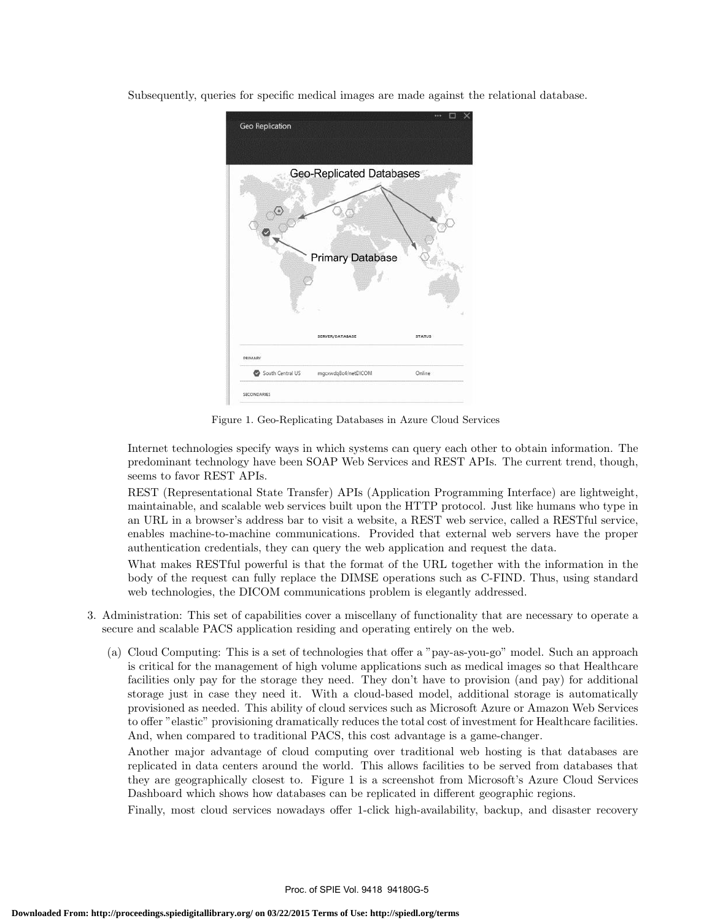Subsequently, queries for specific medical images are made against the relational database.

Figure 1. Geo-Replicating Databases in Azure Cloud Services

Internet technologies specify ways in which systems can query each other to obtain information. The predominant technology have been SOAP Web Services and REST APIs. The current trend, though, seems to favor REST APIs.

REST (Representational State Transfer) APIs (Application Programming Interface) are lightweight, maintainable, and scalable web services built upon the HTTP protocol. Just like humans who type in an URL in a browser's address bar to visit a website, a REST web service, called a RESTful service, enables machine-to-machine communications. Provided that external web servers have the proper authentication credentials, they can query the web application and request the data.

What makes RESTful powerful is that the format of the URL together with the information in the body of the request can fully replace the DIMSE operations such as C-FIND. Thus, using standard web technologies, the DICOM communications problem is elegantly addressed.

3. Administration: This set of capabilities cover a miscellany of functionality that are necessary to operate a secure and scalable PACS application residing and operating entirely on the web.

   (a) Cloud Computing: This is a set of technologies that offer a "pay-as-you-go" model. Such an approach is critical for the management of high volume applications such as medical images so that Healthcare facilities only pay for the storage they need. They don't have to provision (and pay) for additional storage just in case they need it. With a cloud-based model, additional storage is automatically provisioned as needed. This ability of cloud services such as Microsoft Azure or Amazon Web Services to offer "elastic" provisioning dramatically reduces the total cost of investment for Healthcare facilities. And, when compared to traditional PACS, this cost advantage is a game-changer.

   Another major advantage of cloud computing over traditional web hosting is that databases are replicated in data centers around the world. This allows facilities to be served from databases that they are geographically closest to. Figure 1 is a screenshot from Microsoft's Azure Cloud Services Dashboard which shows how databases can be replicated in different geographic regions.

   Finally, most cloud services nowadays offer 1-click high-availability, backup, and disaster recovery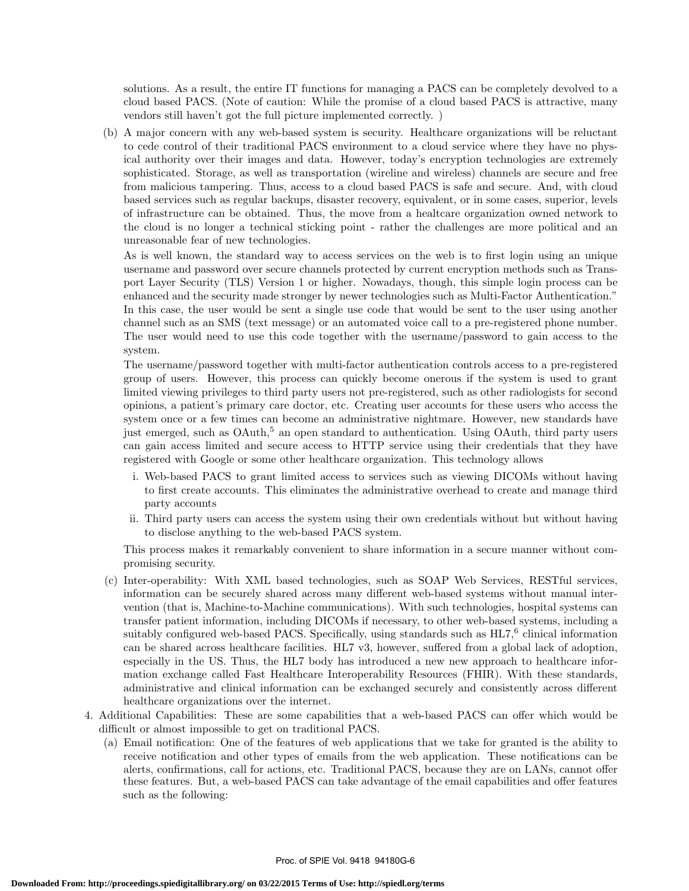solutions. As a result, the entire IT functions for managing a PACS can be completely devolved to a cloud based PACS. (Note of caution: While the promise of a cloud based PACS is attractive, many vendors still haven't got the full picture implemented correctly. )

(b) A major concern with any web-based system is security. Healthcare organizations will be reluctant to cede control of their traditional PACS environment to a cloud service where they have no physical authority over their images and data. However, today's encryption technologies are extremely sophisticated. Storage, as well as transportation (wireline and wireless) channels are secure and free from malicious tampering. Thus, access to a cloud based PACS is safe and secure. And, with cloud based services such as regular backups, disaster recovery, equivalent, or in some cases, superior, levels of infrastructure can be obtained. Thus, the move from a healtcare organization owned network to the cloud is no longer a technical sticking point - rather the challenges are more political and an unreasonable fear of new technologies.

As is well known, the standard way to access services on the web is to first login using an unique username and password over secure channels protected by current encryption methods such as Transport Layer Security (TLS) Version 1 or higher. Nowadays, though, this simple login process can be enhanced and the security made stronger by newer technologies such as Multi-Factor Authentication." In this case, the user would be sent a single use code that would be sent to the user using another channel such as an SMS (text message) or an automated voice call to a pre-registered phone number. The user would need to use this code together with the username/password to gain access to the system.

The username/password together with multi-factor authentication controls access to a pre-registered group of users. However, this process can quickly become onerous if the system is used to grant limited viewing privileges to third party users not pre-registered, such as other radiologists for second opinions, a patient's primary care doctor, etc. Creating user accounts for these users who access the system once or a few times can become an administrative nightmare. However, new standards have just emerged, such as OAuth,[5] an open standard to authentication. Using OAuth, third party users can gain access limited and secure access to HTTP service using their credentials that they have registered with Google or some other healthcare organization. This technology allows

  i. Web-based PACS to grant limited access to services such as viewing DICOMs without having to first create accounts. This eliminates the administrative overhead to create and manage third party accounts
  ii. Third party users can access the system using their own credentials without but without having to disclose anything to the web-based PACS system.

This process makes it remarkably convenient to share information in a secure manner without compromising security.

(c) Inter-operability: With XML based technologies, such as SOAP Web Services, RESTful services, information can be securely shared across many different web-based systems without manual intervention (that is, Machine-to-Machine communications). With such technologies, hospital systems can transfer patient information, including DICOMs if necessary, to other web-based systems, including a suitably configured web-based PACS. Specifically, using standards such as HL7,[6] clinical information can be shared across healthcare facilities. HL7 v3, however, suffered from a global lack of adoption, especially in the US. Thus, the HL7 body has introduced a new new approach to healthcare information exchange called Fast Healthcare Interoperability Resources (FHIR). With these standards, administrative and clinical information can be exchanged securely and consistently across different healthcare organizations over the internet.

4. Additional Capabilities: These are some capabilities that a web-based PACS can offer which would be difficult or almost impossible to get on traditional PACS.

   (a) Email notification: One of the features of web applications that we take for granted is the ability to receive notification and other types of emails from the web application. These notifications can be alerts, confirmations, call for actions, etc. Traditional PACS, because they are on LANs, cannot offer these features. But, a web-based PACS can take advantage of the email capabilities and offer features such as the following: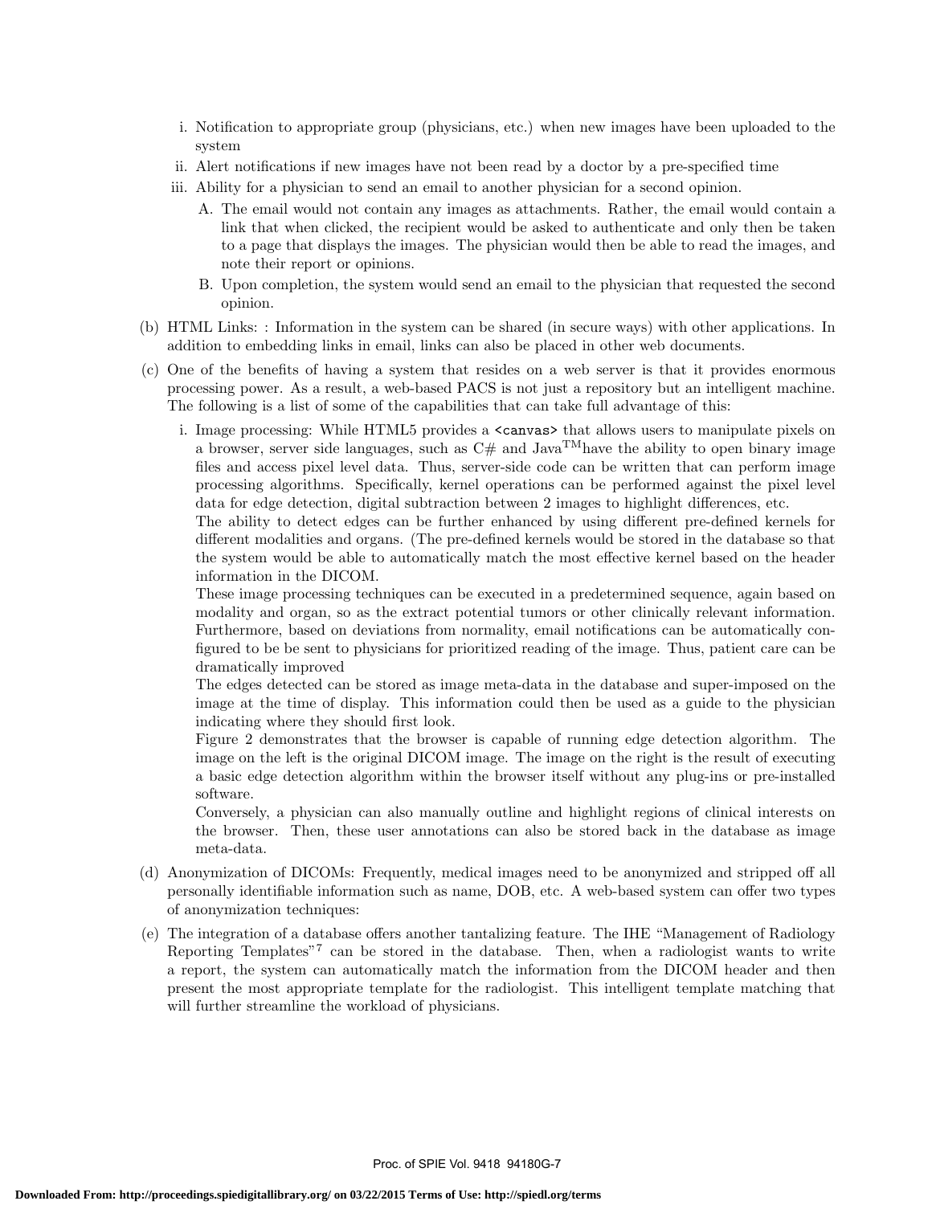i. Notification to appropriate group (physicians, etc.) when new images have been uploaded to the system

ii. Alert notifications if new images have not been read by a doctor by a pre-specified time

iii. Ability for a physician to send an email to another physician for a second opinion.

  A. The email would not contain any images as attachments. Rather, the email would contain a link that when clicked, the recipient would be asked to authenticate and only then be taken to a page that displays the images. The physician would then be able to read the images, and note their report or opinions.

  B. Upon completion, the system would send an email to the physician that requested the second opinion.

(b) HTML Links: : Information in the system can be shared (in secure ways) with other applications. In addition to embedding links in email, links can also be placed in other web documents.

(c) One of the benefits of having a system that resides on a web server is that it provides enormous processing power. As a result, a web-based PACS is not just a repository but an intelligent machine. The following is a list of some of the capabilities that can take full advantage of this:

i. Image processing: While HTML5 provides a `<canvas>` that allows users to manipulate pixels on a browser, server side languages, such as C# and Java™have the ability to open binary image files and access pixel level data. Thus, server-side code can be written that can perform image processing algorithms. Specifically, kernel operations can be performed against the pixel level data for edge detection, digital subtraction between 2 images to highlight differences, etc.

The ability to detect edges can be further enhanced by using different pre-defined kernels for different modalities and organs. (The pre-defined kernels would be stored in the database so that the system would be able to automatically match the most effective kernel based on the header information in the DICOM.

These image processing techniques can be executed in a predetermined sequence, again based on modality and organ, so as the extract potential tumors or other clinically relevant information. Furthermore, based on deviations from normality, email notifications can be automatically configured to be be sent to physicians for prioritized reading of the image. Thus, patient care can be dramatically improved

The edges detected can be stored as image meta-data in the database and super-imposed on the image at the time of display. This information could then be used as a guide to the physician indicating where they should first look.

Figure 2 demonstrates that the browser is capable of running edge detection algorithm. The image on the left is the original DICOM image. The image on the right is the result of executing a basic edge detection algorithm within the browser itself without any plug-ins or pre-installed software.

Conversely, a physician can also manually outline and highlight regions of clinical interests on the browser. Then, these user annotations can also be stored back in the database as image meta-data.

(d) Anonymization of DICOMs: Frequently, medical images need to be anonymized and stripped off all personally identifiable information such as name, DOB, etc. A web-based system can offer two types of anonymization techniques:

(e) The integration of a database offers another tantalizing feature. The IHE "Management of Radiology Reporting Templates"[7] can be stored in the database. Then, when a radiologist wants to write a report, the system can automatically match the information from the DICOM header and then present the most appropriate template for the radiologist. This intelligent template matching that will further streamline the workload of physicians.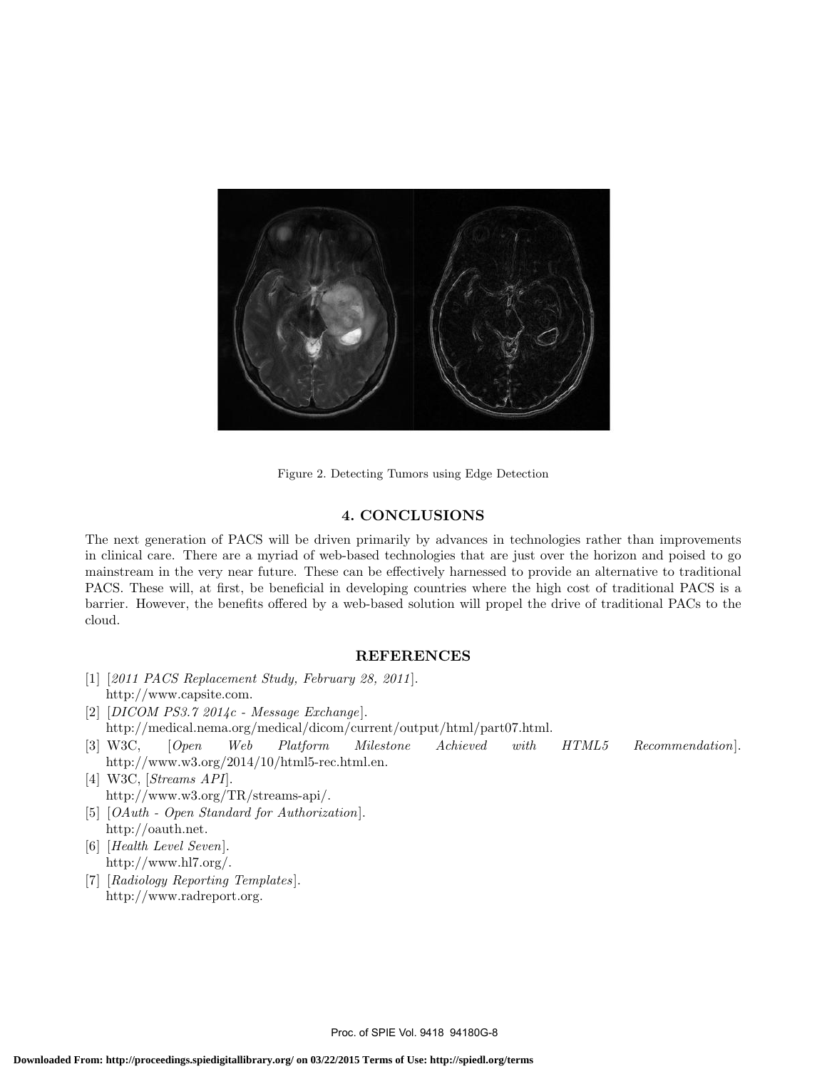Figure 2. Detecting Tumors using Edge Detection

## 4. CONCLUSIONS

The next generation of PACS will be driven primarily by advances in technologies rather than improvements in clinical care. There are a myriad of web-based technologies that are just over the horizon and poised to go mainstream in the very near future. These can be effectively harnessed to provide an alternative to traditional PACS. These will, at first, be beneficial in developing countries where the high cost of traditional PACS is a barrier. However, the benefits offered by a web-based solution will propel the drive of traditional PACs to the cloud.

## REFERENCES

[1] [*2011 PACS Replacement Study, February 28, 2011*]. http://www.capsite.com.

[2] [*DICOM PS3.7 2014c - Message Exchange*]. http://medical.nema.org/medical/dicom/current/output/html/part07.html.

[3] W3C, [*Open Web Platform Milestone Achieved with HTML5 Recommendation*]. http://www.w3.org/2014/10/html5-rec.html.en.

[4] W3C, [*Streams API*]. http://www.w3.org/TR/streams-api/.

[5] [*OAuth - Open Standard for Authorization*]. http://oauth.net.

[6] [*Health Level Seven*]. http://www.hl7.org/.

[7] [*Radiology Reporting Templates*]. http://www.radreport.org.